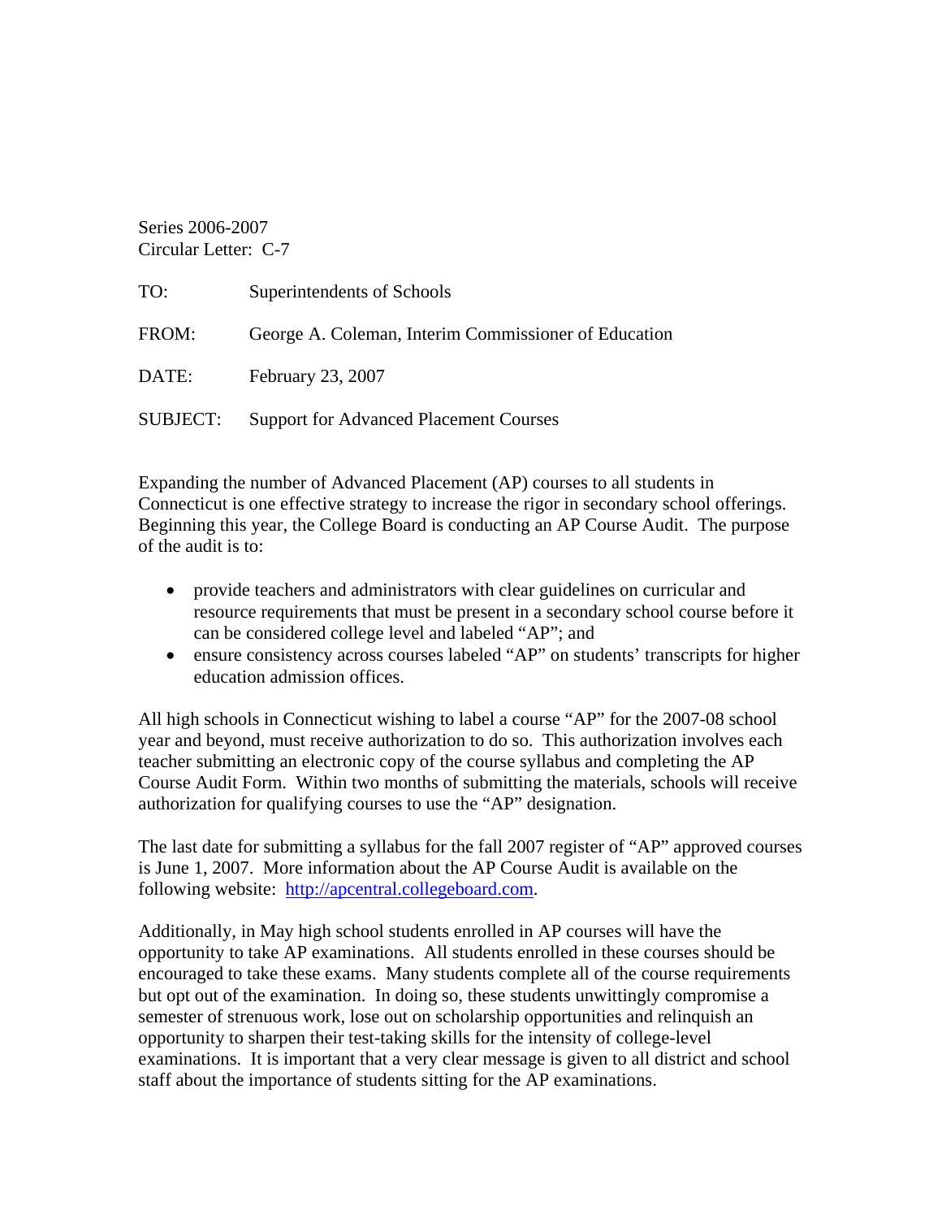Series 2006-2007
Circular Letter: C-7

TO: Superintendents of Schools

FROM: George A. Coleman, Interim Commissioner of Education

DATE: February 23, 2007

SUBJECT: Support for Advanced Placement Courses

Expanding the number of Advanced Placement (AP) courses to all students in Connecticut is one effective strategy to increase the rigor in secondary school offerings. Beginning this year, the College Board is conducting an AP Course Audit. The purpose of the audit is to:

- provide teachers and administrators with clear guidelines on curricular and resource requirements that must be present in a secondary school course before it can be considered college level and labeled "AP"; and
- ensure consistency across courses labeled "AP" on students' transcripts for higher education admission offices.

All high schools in Connecticut wishing to label a course "AP" for the 2007-08 school year and beyond, must receive authorization to do so. This authorization involves each teacher submitting an electronic copy of the course syllabus and completing the AP Course Audit Form. Within two months of submitting the materials, schools will receive authorization for qualifying courses to use the "AP" designation.

The last date for submitting a syllabus for the fall 2007 register of "AP" approved courses is June 1, 2007. More information about the AP Course Audit is available on the following website: [http://apcentral.collegeboard.com](http://apcentral.collegeboard.com).

Additionally, in May high school students enrolled in AP courses will have the opportunity to take AP examinations. All students enrolled in these courses should be encouraged to take these exams. Many students complete all of the course requirements but opt out of the examination. In doing so, these students unwittingly compromise a semester of strenuous work, lose out on scholarship opportunities and relinquish an opportunity to sharpen their test-taking skills for the intensity of college-level examinations. It is important that a very clear message is given to all district and school staff about the importance of students sitting for the AP examinations.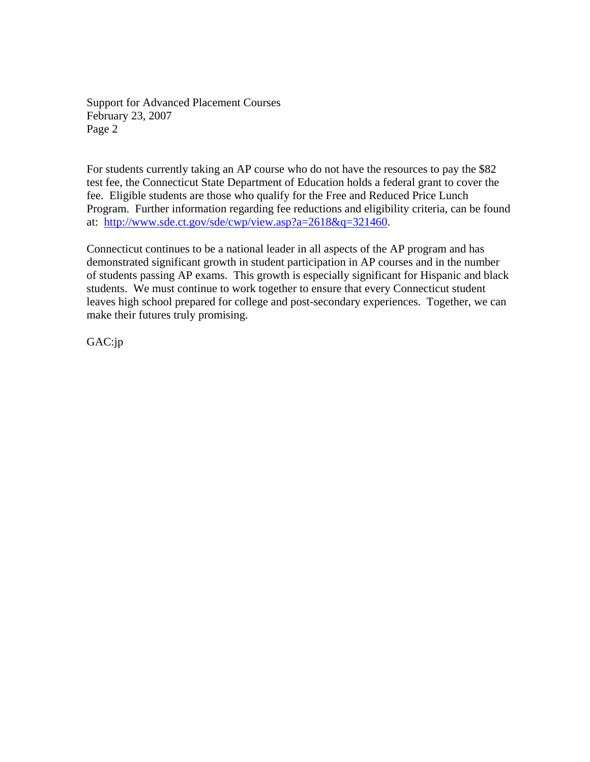For students currently taking an AP course who do not have the resources to pay the $82 test fee, the Connecticut State Department of Education holds a federal grant to cover the fee. Eligible students are those who qualify for the Free and Reduced Price Lunch Program. Further information regarding fee reductions and eligibility criteria, can be found at: http://www.sde.ct.gov/sde/cwp/view.asp?a=2618&q=321460.

Connecticut continues to be a national leader in all aspects of the AP program and has demonstrated significant growth in student participation in AP courses and in the number of students passing AP exams. This growth is especially significant for Hispanic and black students. We must continue to work together to ensure that every Connecticut student leaves high school prepared for college and post-secondary experiences. Together, we can make their futures truly promising.

GAC:jp